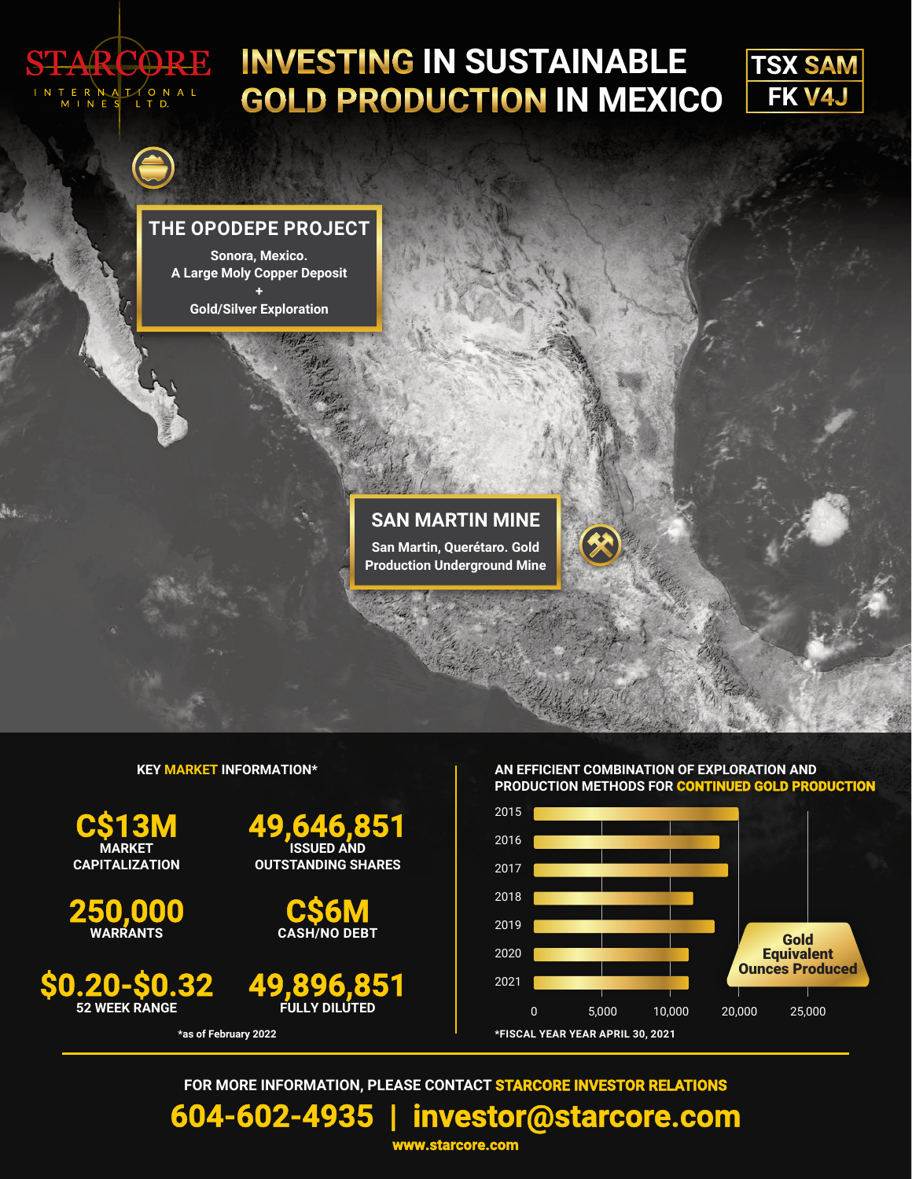# STARCORE INTERNATIONAL MINES LTD.

# INVESTING IN SUSTAINABLE GOLD PRODUCTION IN MEXICO

**TSX SAM**
**FK V4J**

## THE OPODEPE PROJECT

**Sonora, Mexico.**
**A Large Moly Copper Deposit**
**+**
**Gold/Silver Exploration**

## SAN MARTIN MINE

**San Martin, Querétaro. Gold Production Underground Mine**

### KEY MARKET INFORMATION*

| | |
|---|---|
| **C$13M** MARKET CAPITALIZATION | **49,646,851** ISSUED AND OUTSTANDING SHARES |
| **250,000** WARRANTS | **C$6M** CASH/NO DEBT |
| **$0.20-$0.32** 52 WEEK RANGE | **49,896,851** FULLY DILUTED |

*as of February 2022

### AN EFFICIENT COMBINATION OF EXPLORATION AND PRODUCTION METHODS FOR CONTINUED GOLD PRODUCTION

Gold Equivalent Ounces Produced

Years: 2015, 2016, 2017, 2018, 2019, 2020, 2021

Axis: 0, 5,000, 10,000, 20,000, 25,000

*FISCAL YEAR YEAR APRIL 30, 2021

FOR MORE INFORMATION, PLEASE CONTACT **STARCORE INVESTOR RELATIONS**

**604-602-4935 | investor@starcore.com**

**www.starcore.com**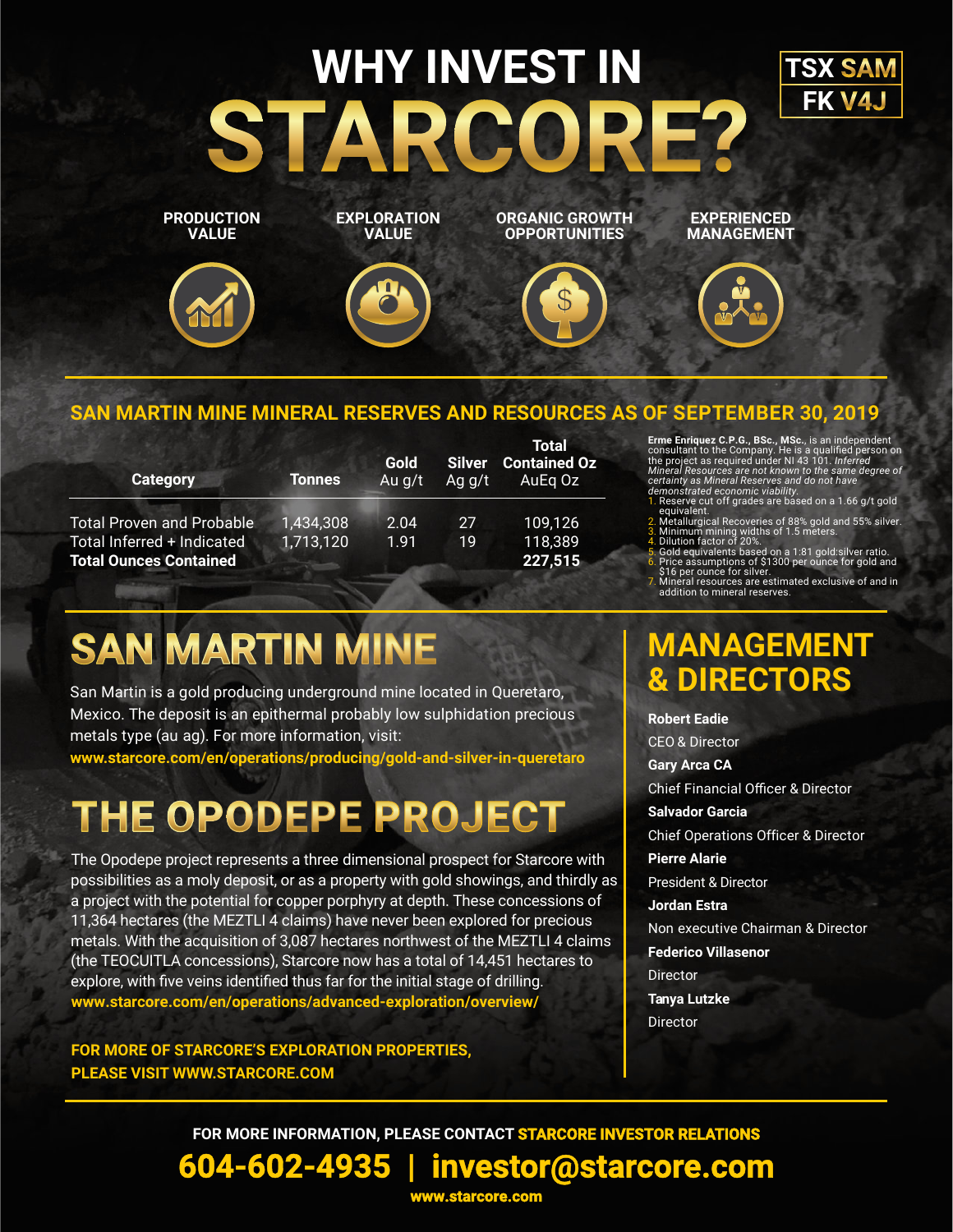# WHY INVEST IN STARCORE?

**TSX SAM**
**FK V4J**

**PRODUCTION VALUE** | **EXPLORATION VALUE** | **ORGANIC GROWTH OPPORTUNITIES** | **EXPERIENCED MANAGEMENT**

## SAN MARTIN MINE MINERAL RESERVES AND RESOURCES AS OF SEPTEMBER 30, 2019

| Category | Tonnes | Gold Au g/t | Silver Ag g/t | Total Contained Oz AuEq Oz |
|---|---|---|---|---|
| Total Proven and Probable | 1,434,308 | 2.04 | 27 | 109,126 |
| Total Inferred + Indicated | 1,713,120 | 1.91 | 19 | 118,389 |
| **Total Ounces Contained** | | | | **227,515** |

**Erme Enriquez C.P.G., BSc., MSc.**, is an independent consultant to the Company. He is a qualified person on the project as required under NI 43 101. *Inferred Mineral Resources are not known to the same degree of certainty as Mineral Reserves and do not have demonstrated economic viability.*

1. Reserve cut off grades are based on a 1.66 g/t gold equivalent.
2. Metallurgical Recoveries of 88% gold and 55% silver.
3. Minimum mining widths of 1.5 meters.
4. Dilution factor of 20%.
5. Gold equivalents based on a 1:81 gold:silver ratio.
6. Price assumptions of $1300 per ounce for gold and $16 per ounce for silver.
7. Mineral resources are estimated exclusive of and in addition to mineral reserves.

# SAN MARTIN MINE

San Martin is a gold producing underground mine located in Queretaro, Mexico. The deposit is an epithermal probably low sulphidation precious metals type (au ag). For more information, visit:
**www.starcore.com/en/operations/producing/gold-and-silver-in-queretaro**

# THE OPODEPE PROJECT

The Opodepe project represents a three dimensional prospect for Starcore with possibilities as a moly deposit, or as a property with gold showings, and thirdly as a project with the potential for copper porphyry at depth. These concessions of 11,364 hectares (the MEZTLI 4 claims) have never been explored for precious metals. With the acquisition of 3,087 hectares northwest of the MEZTLI 4 claims (the TEOCUITLA concessions), Starcore now has a total of 14,451 hectares to explore, with five veins identified thus far for the initial stage of drilling.
**www.starcore.com/en/operations/advanced-exploration/overview/**

**FOR MORE OF STARCORE'S EXPLORATION PROPERTIES, PLEASE VISIT WWW.STARCORE.COM**

# MANAGEMENT & DIRECTORS

**Robert Eadie**
CEO & Director

**Gary Arca CA**
Chief Financial Officer & Director

**Salvador Garcia**
Chief Operations Officer & Director

**Pierre Alarie**
President & Director

**Jordan Estra**
Non executive Chairman & Director

**Federico Villasenor**
Director

**Tanya Lutzke**
Director

**FOR MORE INFORMATION, PLEASE CONTACT STARCORE INVESTOR RELATIONS**

**604-602-4935 | investor@starcore.com**

**www.starcore.com**